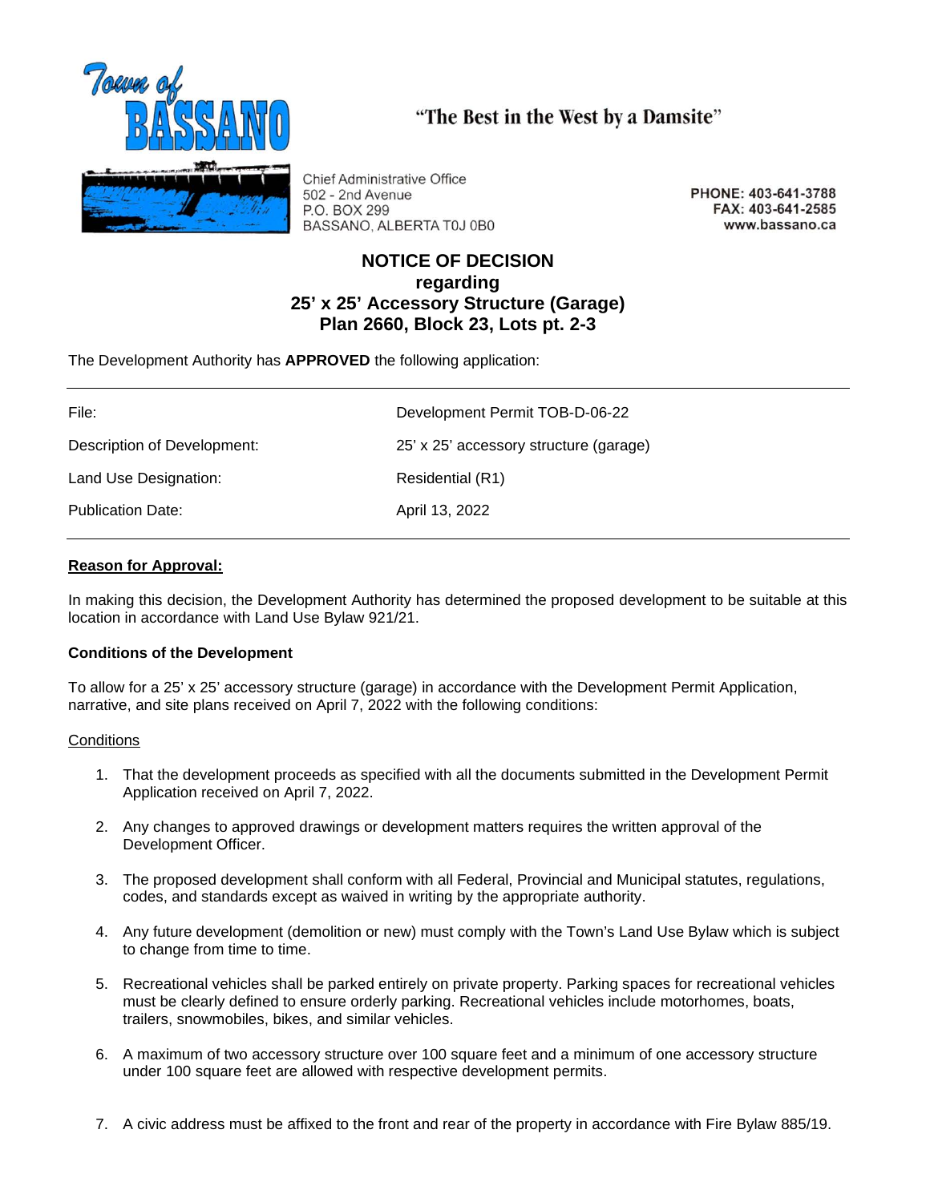Town of BASSANO

"The Best in the West by a Damsite"

Chief Administrative Office
502 - 2nd Avenue
P.O. BOX 299
BASSANO, ALBERTA T0J 0B0

PHONE: 403-641-3788
FAX: 403-641-2585
www.bassano.ca

# NOTICE OF DECISION
## regarding
## 25' x 25' Accessory Structure (Garage)
## Plan 2660, Block 23, Lots pt. 2-3

The Development Authority has **APPROVED** the following application:

| | |
|---|---|
| File: | Development Permit TOB-D-06-22 |
| Description of Development: | 25' x 25' accessory structure (garage) |
| Land Use Designation: | Residential (R1) |
| Publication Date: | April 13, 2022 |

**Reason for Approval:**

In making this decision, the Development Authority has determined the proposed development to be suitable at this location in accordance with Land Use Bylaw 921/21.

**Conditions of the Development**

To allow for a 25' x 25' accessory structure (garage) in accordance with the Development Permit Application, narrative, and site plans received on April 7, 2022 with the following conditions:

Conditions

1. That the development proceeds as specified with all the documents submitted in the Development Permit Application received on April 7, 2022.

2. Any changes to approved drawings or development matters requires the written approval of the Development Officer.

3. The proposed development shall conform with all Federal, Provincial and Municipal statutes, regulations, codes, and standards except as waived in writing by the appropriate authority.

4. Any future development (demolition or new) must comply with the Town's Land Use Bylaw which is subject to change from time to time.

5. Recreational vehicles shall be parked entirely on private property. Parking spaces for recreational vehicles must be clearly defined to ensure orderly parking. Recreational vehicles include motorhomes, boats, trailers, snowmobiles, bikes, and similar vehicles.

6. A maximum of two accessory structure over 100 square feet and a minimum of one accessory structure under 100 square feet are allowed with respective development permits.

7. A civic address must be affixed to the front and rear of the property in accordance with Fire Bylaw 885/19.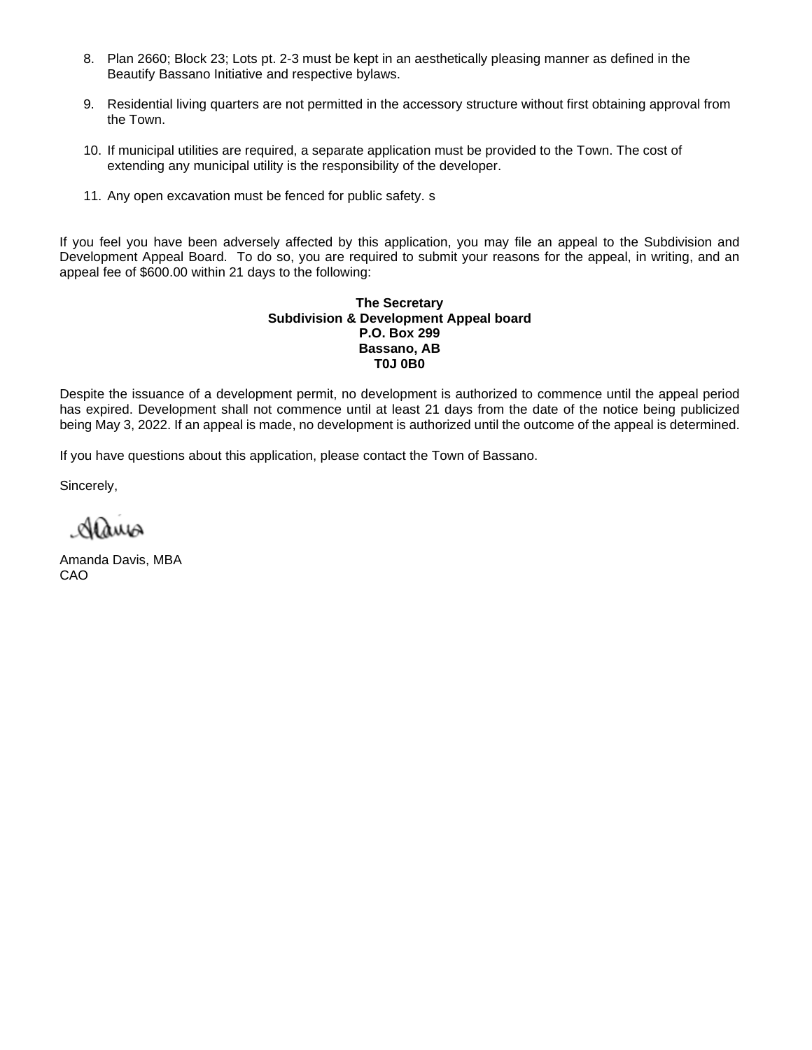8. Plan 2660; Block 23; Lots pt. 2-3 must be kept in an aesthetically pleasing manner as defined in the Beautify Bassano Initiative and respective bylaws.

9. Residential living quarters are not permitted in the accessory structure without first obtaining approval from the Town.

10. If municipal utilities are required, a separate application must be provided to the Town. The cost of extending any municipal utility is the responsibility of the developer.

11. Any open excavation must be fenced for public safety. s

If you feel you have been adversely affected by this application, you may file an appeal to the Subdivision and Development Appeal Board. To do so, you are required to submit your reasons for the appeal, in writing, and an appeal fee of $600.00 within 21 days to the following:

**The Secretary**
**Subdivision & Development Appeal board**
**P.O. Box 299**
**Bassano, AB**
**T0J 0B0**

Despite the issuance of a development permit, no development is authorized to commence until the appeal period has expired. Development shall not commence until at least 21 days from the date of the notice being publicized being May 3, 2022. If an appeal is made, no development is authorized until the outcome of the appeal is determined.

If you have questions about this application, please contact the Town of Bassano.

Sincerely,

Amanda Davis, MBA
CAO